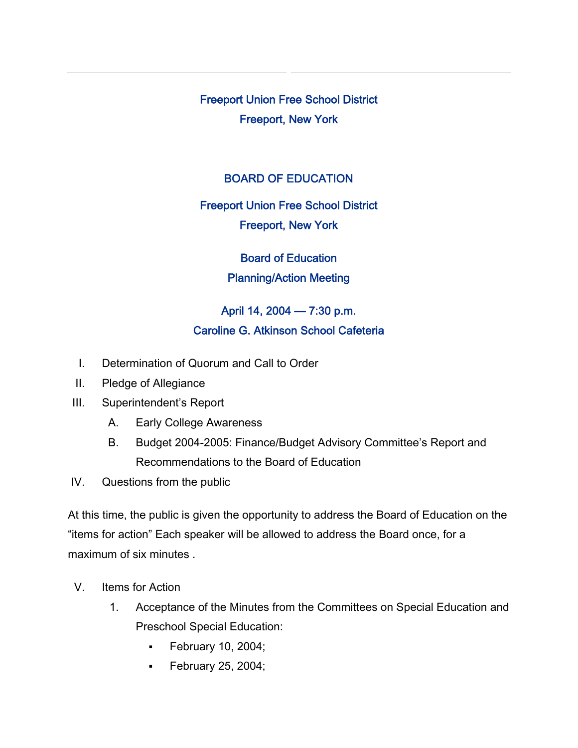# Freeport Union Free School District

Freeport, New York

## BOARD OF EDUCATION

Freeport Union Free School District

Freeport, New York

Board of Education

Planning/Action Meeting

April 14, 2004 — 7:30 p.m.

Caroline G. Atkinson School Cafeteria

I. Determination of Quorum and Call to Order

II. Pledge of Allegiance

III. Superintendent's Report

   A. Early College Awareness

   B. Budget 2004-2005: Finance/Budget Advisory Committee's Report and Recommendations to the Board of Education

IV. Questions from the public

At this time, the public is given the opportunity to address the Board of Education on the "items for action" Each speaker will be allowed to address the Board once, for a maximum of six minutes .

V. Items for Action

   1. Acceptance of the Minutes from the Committees on Special Education and Preschool Special Education:
      - February 10, 2004;
      - February 25, 2004;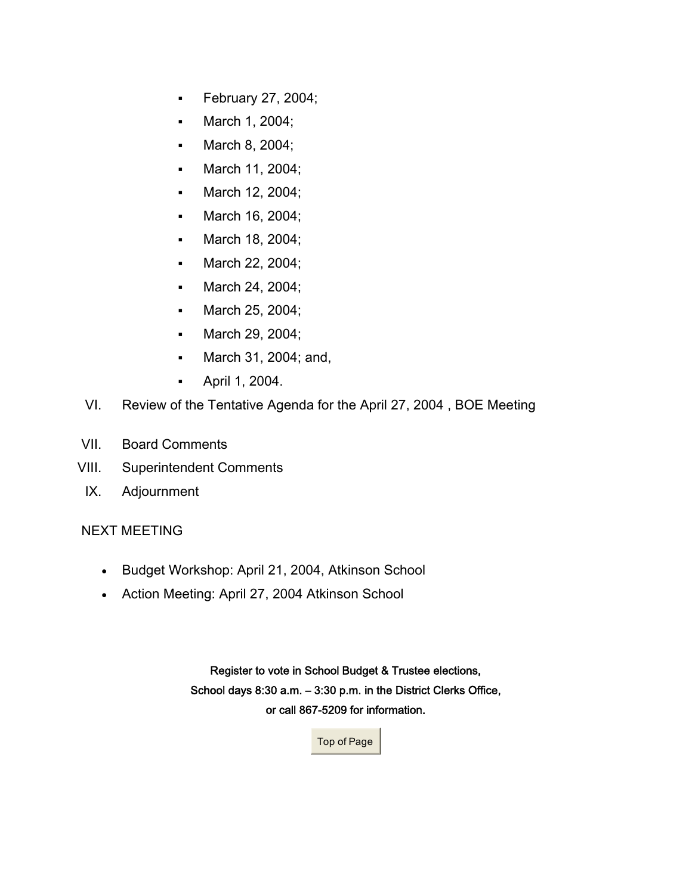- February 27, 2004;
- March 1, 2004;
- March 8, 2004;
- March 11, 2004;
- March 12, 2004;
- March 16, 2004;
- March 18, 2004;
- March 22, 2004;
- March 24, 2004;
- March 25, 2004;
- March 29, 2004;
- March 31, 2004; and,
- April 1, 2004.

VI. Review of the Tentative Agenda for the April 27, 2004 , BOE Meeting

VII. Board Comments

VIII. Superintendent Comments

IX. Adjournment

NEXT MEETING

- Budget Workshop: April 21, 2004, Atkinson School
- Action Meeting: April 27, 2004 Atkinson School

**Register to vote in School Budget & Trustee elections,**
**School days 8:30 a.m. – 3:30 p.m. in the District Clerks Office,**
**or call 867-5209 for information.**

Top of Page